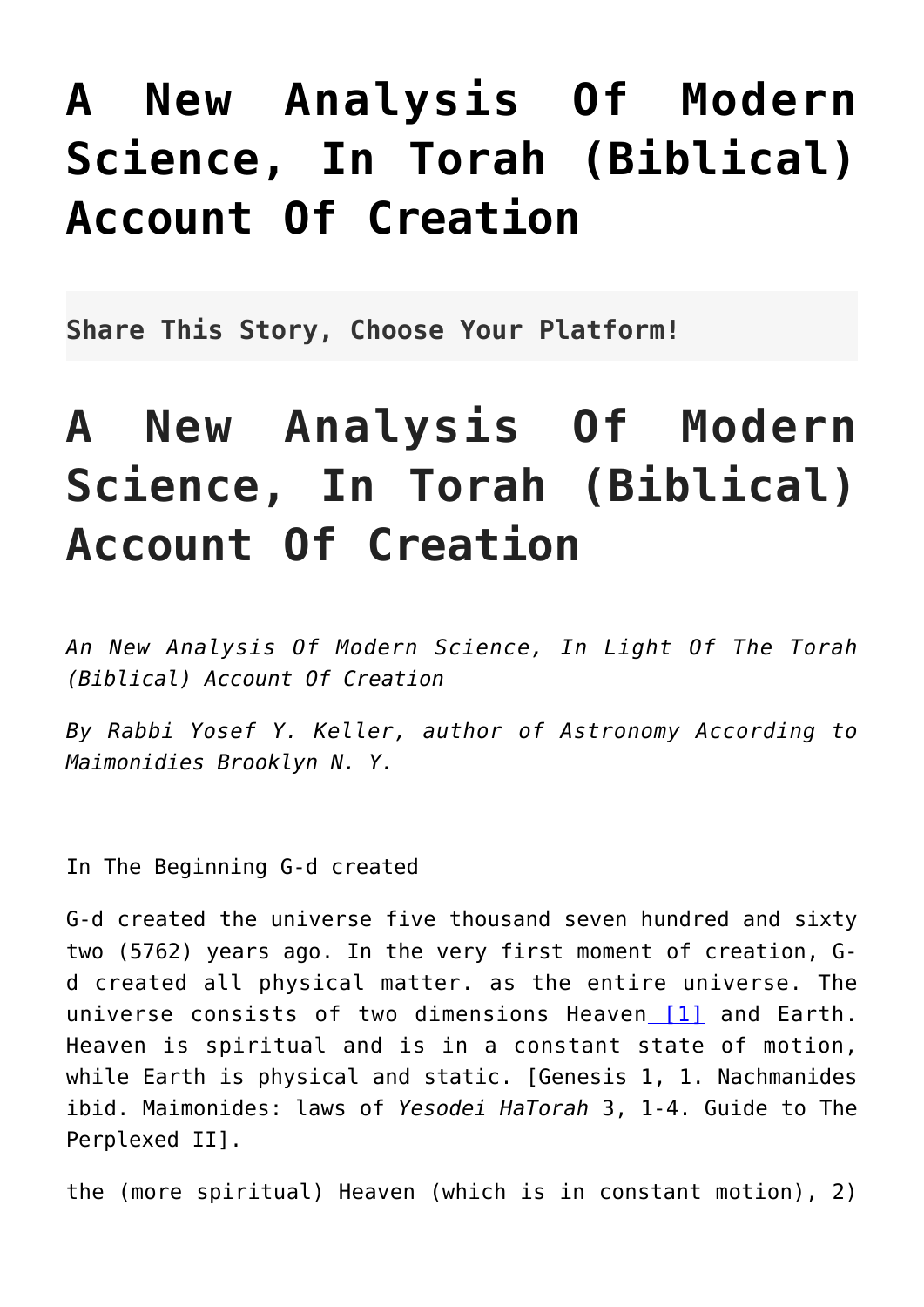# A New Analysis Of Modern Science, In Torah (Biblical) Account Of Creation

**Share This Story, Choose Your Platform!**

# A New Analysis Of Modern Science, In Torah (Biblical) Account Of Creation

*An New Analysis Of Modern Science, In Light Of The Torah (Biblical) Account Of Creation*

*By Rabbi Yosef Y. Keller, author of Astronomy According to Maimonidies Brooklyn N. Y.*

In The Beginning G-d created

G-d created the universe five thousand seven hundred and sixty two (5762) years ago. In the very first moment of creation, G-d created all physical matter. as the entire universe. The universe consists of two dimensions Heaven [1] and Earth. Heaven is spiritual and is in a constant state of motion, while Earth is physical and static. [Genesis 1, 1. Nachmanides ibid. Maimonides: laws of *Yesodei HaTorah* 3, 1-4. Guide to The Perplexed II].

the (more spiritual) Heaven (which is in constant motion), 2)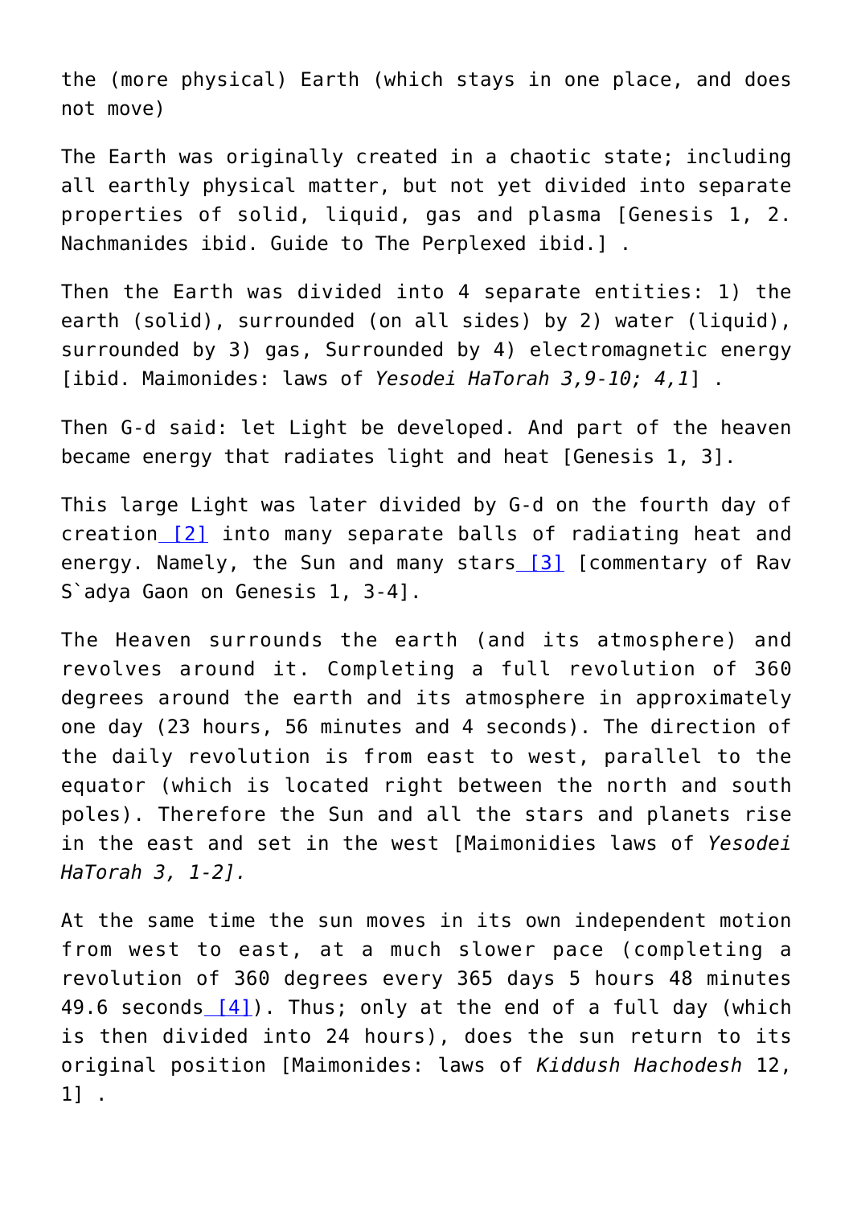the (more physical) Earth (which stays in one place, and does not move)

The Earth was originally created in a chaotic state; including all earthly physical matter, but not yet divided into separate properties of solid, liquid, gas and plasma [Genesis 1, 2. Nachmanides ibid. Guide to The Perplexed ibid.] .

Then the Earth was divided into 4 separate entities: 1) the earth (solid), surrounded (on all sides) by 2) water (liquid), surrounded by 3) gas, Surrounded by 4) electromagnetic energy [ibid. Maimonides: laws of *Yesodei HaTorah 3,9-10; 4,1*] .

Then G-d said: let Light be developed. And part of the heaven became energy that radiates light and heat [Genesis 1, 3].

This large Light was later divided by G-d on the fourth day of creation [2] into many separate balls of radiating heat and energy. Namely, the Sun and many stars [3] [commentary of Rav S`adya Gaon on Genesis 1, 3-4].

The Heaven surrounds the earth (and its atmosphere) and revolves around it. Completing a full revolution of 360 degrees around the earth and its atmosphere in approximately one day (23 hours, 56 minutes and 4 seconds). The direction of the daily revolution is from east to west, parallel to the equator (which is located right between the north and south poles). Therefore the Sun and all the stars and planets rise in the east and set in the west [Maimonidies laws of *Yesodei HaTorah 3, 1-2].*

At the same time the sun moves in its own independent motion from west to east, at a much slower pace (completing a revolution of 360 degrees every 365 days 5 hours 48 minutes 49.6 seconds [4]). Thus; only at the end of a full day (which is then divided into 24 hours), does the sun return to its original position [Maimonides: laws of *Kiddush Hachodesh* 12, 1] .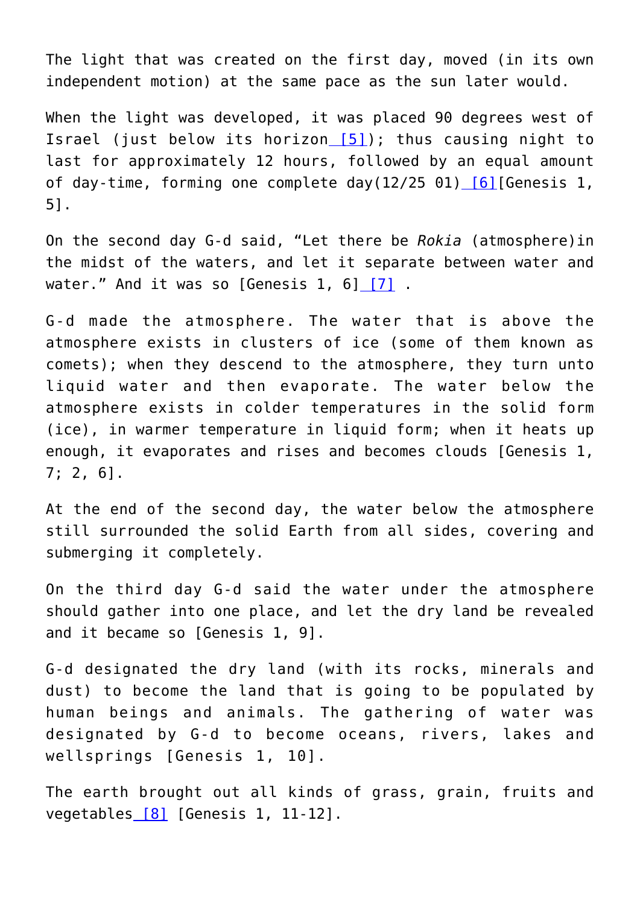The light that was created on the first day, moved (in its own independent motion) at the same pace as the sun later would.

When the light was developed, it was placed 90 degrees west of Israel (just below its horizon [5]); thus causing night to last for approximately 12 hours, followed by an equal amount of day-time, forming one complete day(12/25 01) [6][Genesis 1, 5].

On the second day G-d said, "Let there be *Rokia* (atmosphere)in the midst of the waters, and let it separate between water and water." And it was so [Genesis 1, 6] [7] .

G-d made the atmosphere. The water that is above the atmosphere exists in clusters of ice (some of them known as comets); when they descend to the atmosphere, they turn unto liquid water and then evaporate. The water below the atmosphere exists in colder temperatures in the solid form (ice), in warmer temperature in liquid form; when it heats up enough, it evaporates and rises and becomes clouds [Genesis 1, 7; 2, 6].

At the end of the second day, the water below the atmosphere still surrounded the solid Earth from all sides, covering and submerging it completely.

On the third day G-d said the water under the atmosphere should gather into one place, and let the dry land be revealed and it became so [Genesis 1, 9].

G-d designated the dry land (with its rocks, minerals and dust) to become the land that is going to be populated by human beings and animals. The gathering of water was designated by G-d to become oceans, rivers, lakes and wellsprings [Genesis 1, 10].

The earth brought out all kinds of grass, grain, fruits and vegetables [8] [Genesis 1, 11-12].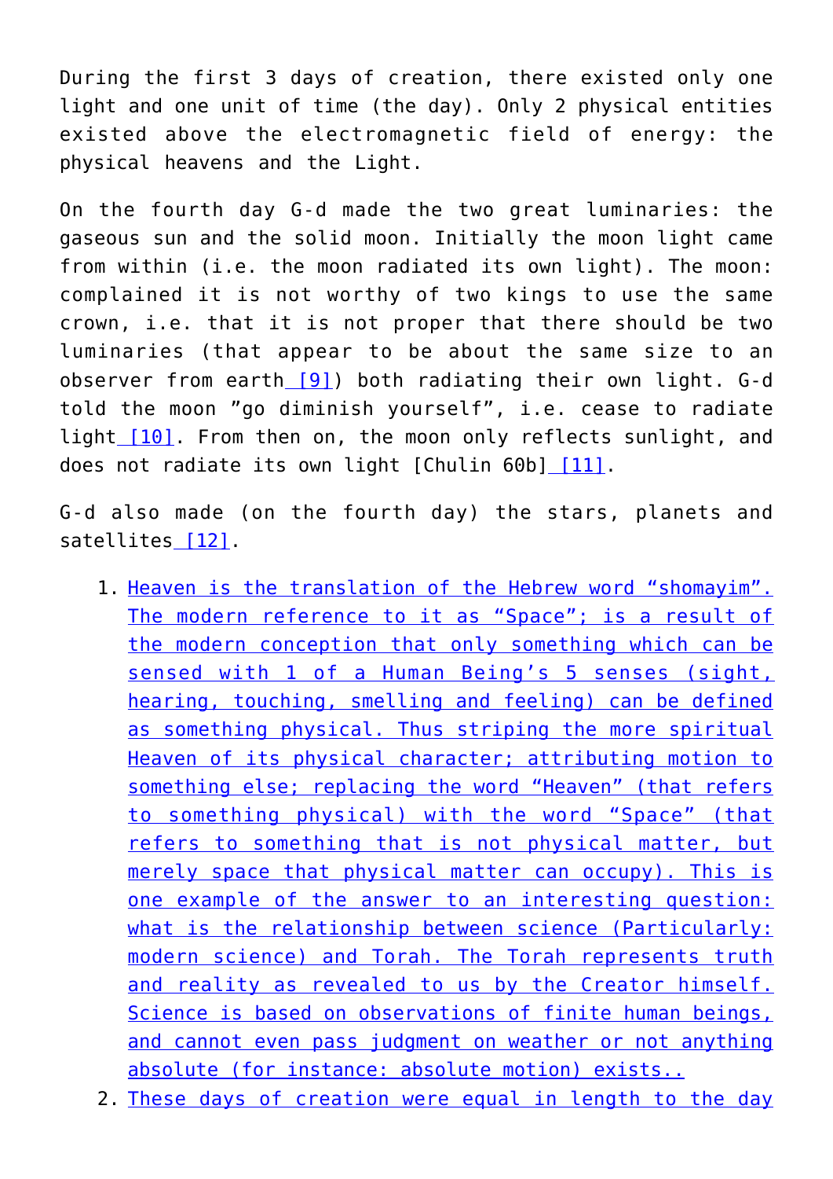During the first 3 days of creation, there existed only one light and one unit of time (the day). Only 2 physical entities existed above the electromagnetic field of energy: the physical heavens and the Light.

On the fourth day G-d made the two great luminaries: the gaseous sun and the solid moon. Initially the moon light came from within (i.e. the moon radiated its own light). The moon: complained it is not worthy of two kings to use the same crown, i.e. that it is not proper that there should be two luminaries (that appear to be about the same size to an observer from earth [9]) both radiating their own light. G-d told the moon "go diminish yourself", i.e. cease to radiate light [10]. From then on, the moon only reflects sunlight, and does not radiate its own light [Chulin 60b] [11].

G-d also made (on the fourth day) the stars, planets and satellites [12].

1. Heaven is the translation of the Hebrew word "shomayim". The modern reference to it as "Space"; is a result of the modern conception that only something which can be sensed with 1 of a Human Being's 5 senses (sight, hearing, touching, smelling and feeling) can be defined as something physical. Thus striping the more spiritual Heaven of its physical character; attributing motion to something else; replacing the word "Heaven" (that refers to something physical) with the word "Space" (that refers to something that is not physical matter, but merely space that physical matter can occupy). This is one example of the answer to an interesting question: what is the relationship between science (Particularly: modern science) and Torah. The Torah represents truth and reality as revealed to us by the Creator himself. Science is based on observations of finite human beings, and cannot even pass judgment on weather or not anything absolute (for instance: absolute motion) exists..
2. These days of creation were equal in length to the day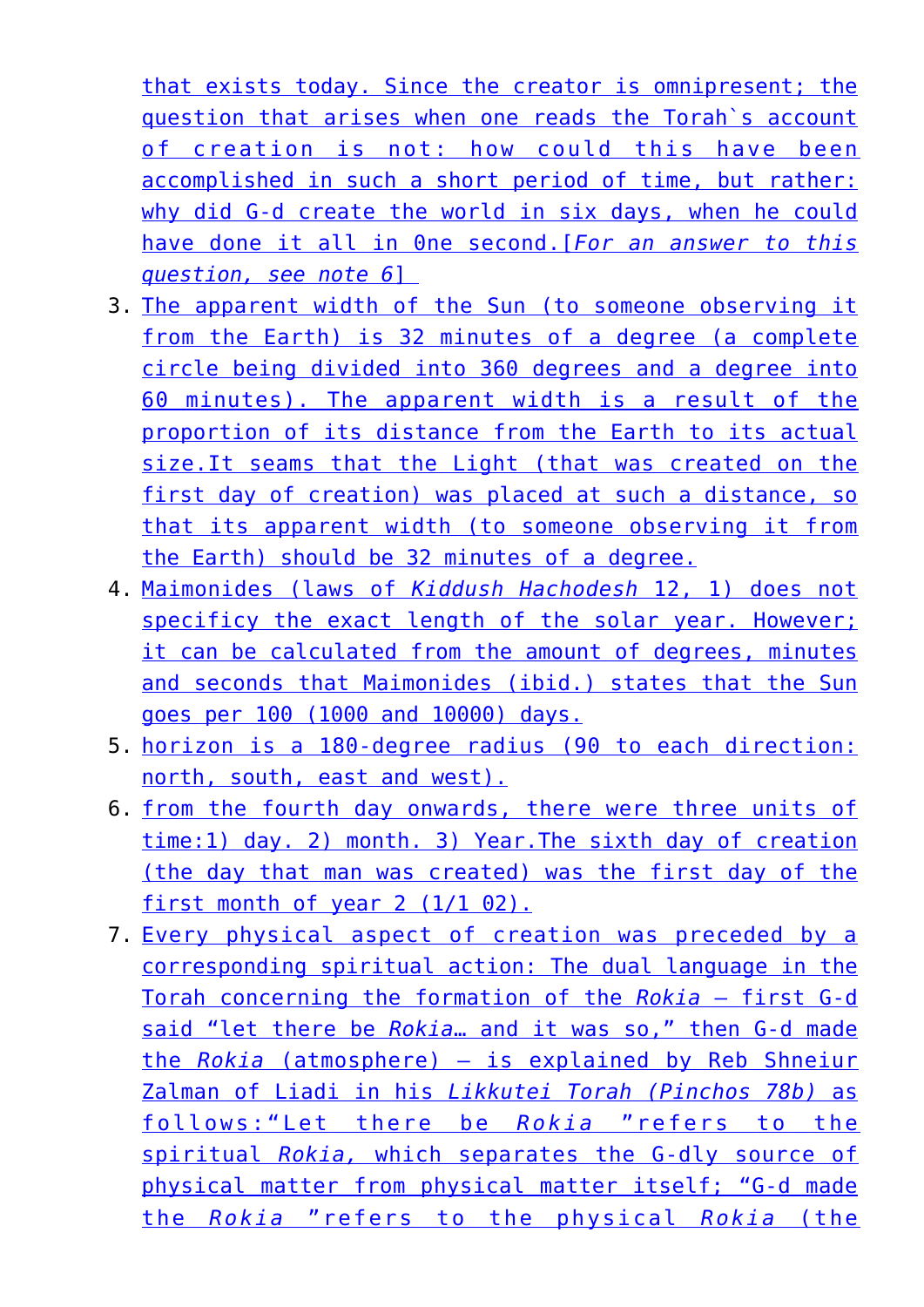that exists today. Since the creator is omnipresent; the question that arises when one reads the Torah`s account of creation is not: how could this have been accomplished in such a short period of time, but rather: why did G-d create the world in six days, when he could have done it all in 0ne second.[*For an answer to this question, see note 6*]

3. The apparent width of the Sun (to someone observing it from the Earth) is 32 minutes of a degree (a complete circle being divided into 360 degrees and a degree into 60 minutes). The apparent width is a result of the proportion of its distance from the Earth to its actual size.It seams that the Light (that was created on the first day of creation) was placed at such a distance, so that its apparent width (to someone observing it from the Earth) should be 32 minutes of a degree.
4. Maimonides (laws of *Kiddush Hachodesh* 12, 1) does not specificy the exact length of the solar year. However; it can be calculated from the amount of degrees, minutes and seconds that Maimonides (ibid.) states that the Sun goes per 100 (1000 and 10000) days.
5. horizon is a 180-degree radius (90 to each direction: north, south, east and west).
6. from the fourth day onwards, there were three units of time:1) day. 2) month. 3) Year.The sixth day of creation (the day that man was created) was the first day of the first month of year 2 (1/1 02).
7. Every physical aspect of creation was preceded by a corresponding spiritual action: The dual language in the Torah concerning the formation of the *Rokia* – first G-d said “let there be *Rokia*… and it was so,” then G-d made the *Rokia* (atmosphere) – is explained by Reb Shneiur Zalman of Liadi in his *Likkutei Torah (Pinchos 78b)* as follows:“Let there be *Rokia* ”refers to the spiritual *Rokia,* which separates the G-dly source of physical matter from physical matter itself; “G-d made the *Rokia* ”refers to the physical *Rokia* (the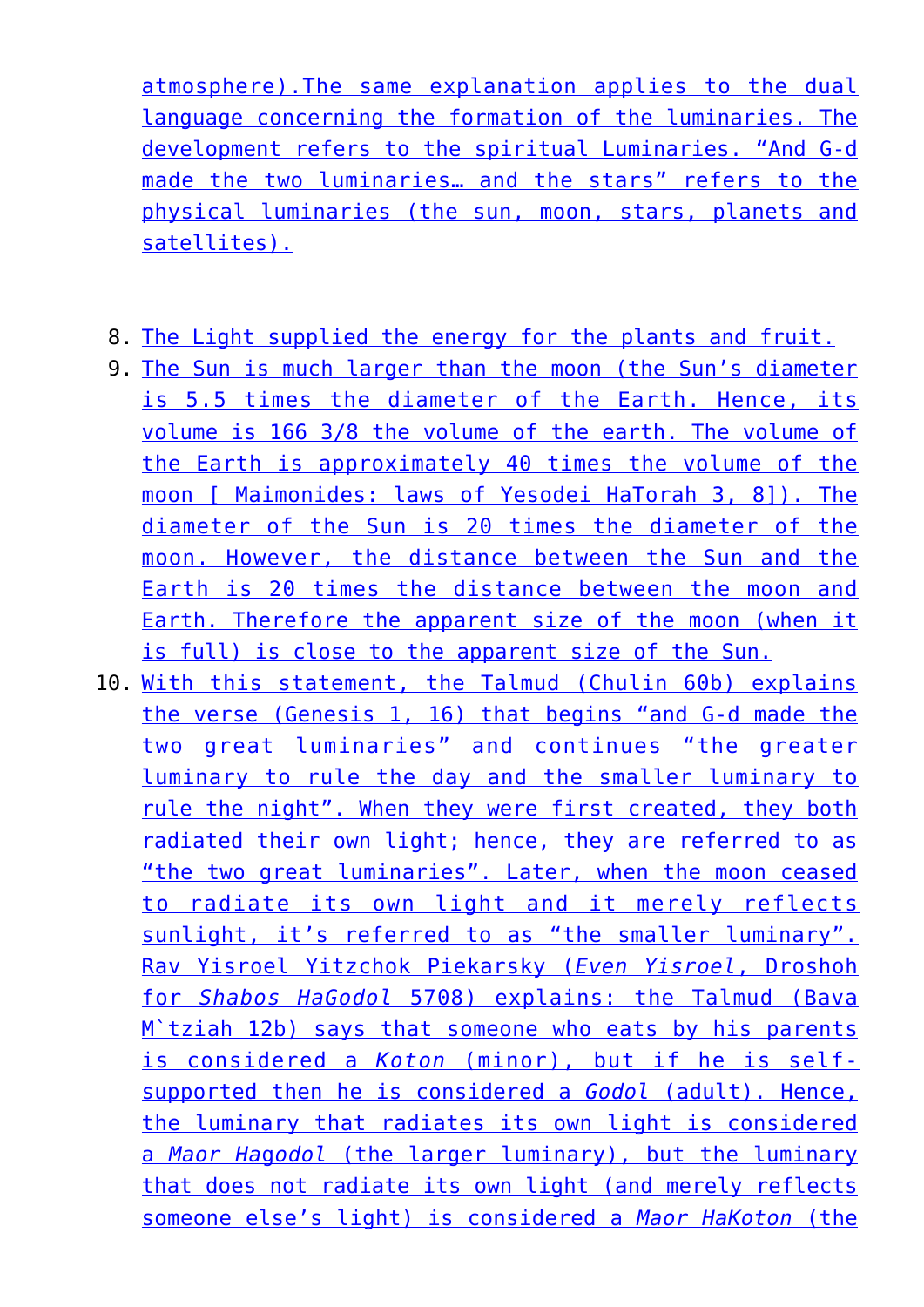atmosphere).The same explanation applies to the dual language concerning the formation of the luminaries. The development refers to the spiritual Luminaries. "And G-d made the two luminaries… and the stars" refers to the physical luminaries (the sun, moon, stars, planets and satellites).

8. The Light supplied the energy for the plants and fruit.
9. The Sun is much larger than the moon (the Sun's diameter is 5.5 times the diameter of the Earth. Hence, its volume is 166 3/8 the volume of the earth. The volume of the Earth is approximately 40 times the volume of the moon [ Maimonides: laws of Yesodei HaTorah 3, 8]). The diameter of the Sun is 20 times the diameter of the moon. However, the distance between the Sun and the Earth is 20 times the distance between the moon and Earth. Therefore the apparent size of the moon (when it is full) is close to the apparent size of the Sun.
10. With this statement, the Talmud (Chulin 60b) explains the verse (Genesis 1, 16) that begins "and G-d made the two great luminaries" and continues "the greater luminary to rule the day and the smaller luminary to rule the night". When they were first created, they both radiated their own light; hence, they are referred to as "the two great luminaries". Later, when the moon ceased to radiate its own light and it merely reflects sunlight, it's referred to as "the smaller luminary". Rav Yisroel Yitzchok Piekarsky (*Even Yisroel*, Droshoh for *Shabos HaGodol* 5708) explains: the Talmud (Bava M`tziah 12b) says that someone who eats by his parents is considered a *Koton* (minor), but if he is self-supported then he is considered a *Godol* (adult). Hence, the luminary that radiates its own light is considered a *Maor Hagodol* (the larger luminary), but the luminary that does not radiate its own light (and merely reflects someone else's light) is considered a *Maor HaKoton* (the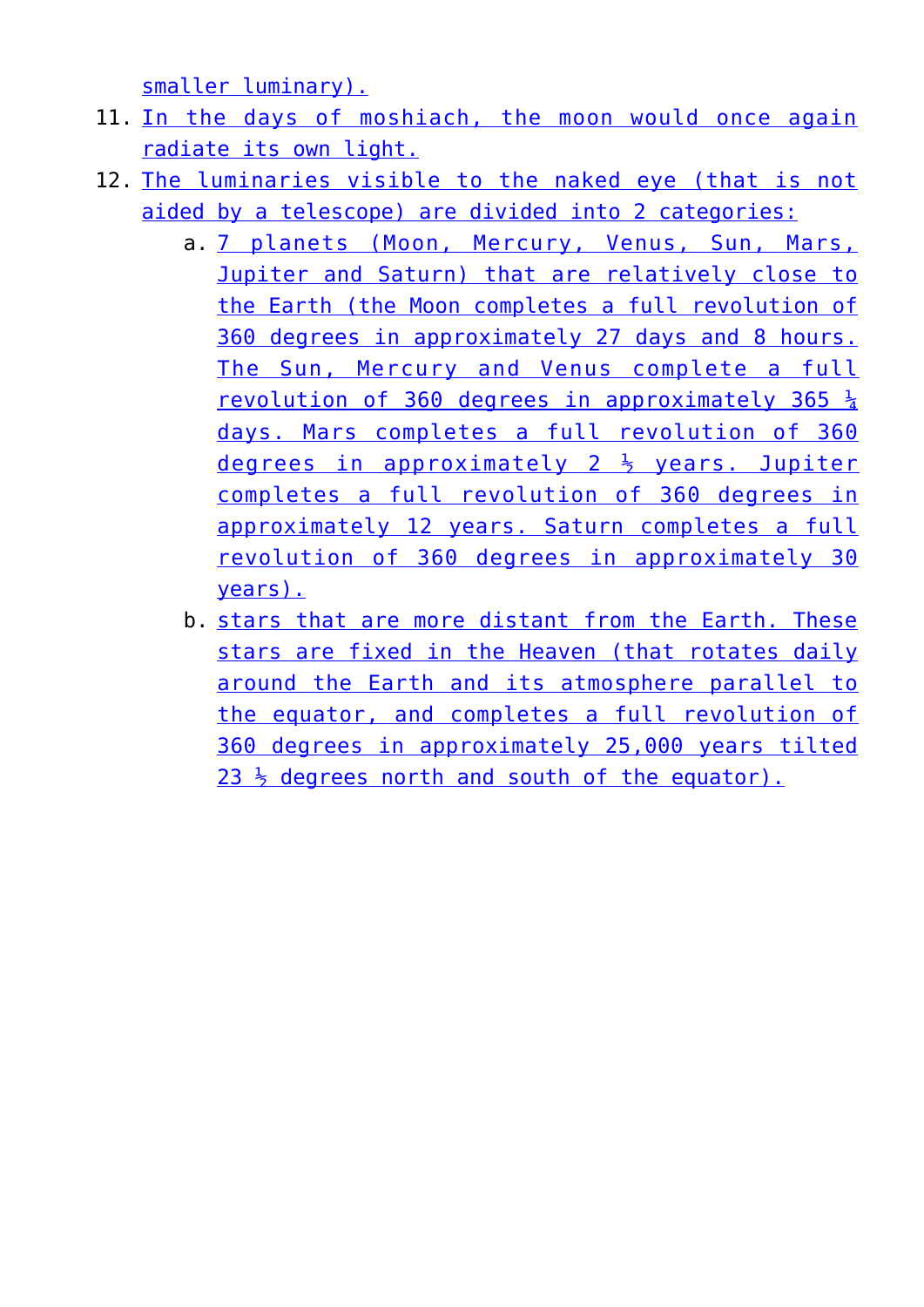smaller luminary).

11. In the days of moshiach, the moon would once again radiate its own light.
12. The luminaries visible to the naked eye (that is not aided by a telescope) are divided into 2 categories:
    a. 7 planets (Moon, Mercury, Venus, Sun, Mars, Jupiter and Saturn) that are relatively close to the Earth (the Moon completes a full revolution of 360 degrees in approximately 27 days and 8 hours. The Sun, Mercury and Venus complete a full revolution of 360 degrees in approximately 365 ¼ days. Mars completes a full revolution of 360 degrees in approximately 2 ½ years. Jupiter completes a full revolution of 360 degrees in approximately 12 years. Saturn completes a full revolution of 360 degrees in approximately 30 years).
    b. stars that are more distant from the Earth. These stars are fixed in the Heaven (that rotates daily around the Earth and its atmosphere parallel to the equator, and completes a full revolution of 360 degrees in approximately 25,000 years tilted 23 ½ degrees north and south of the equator).